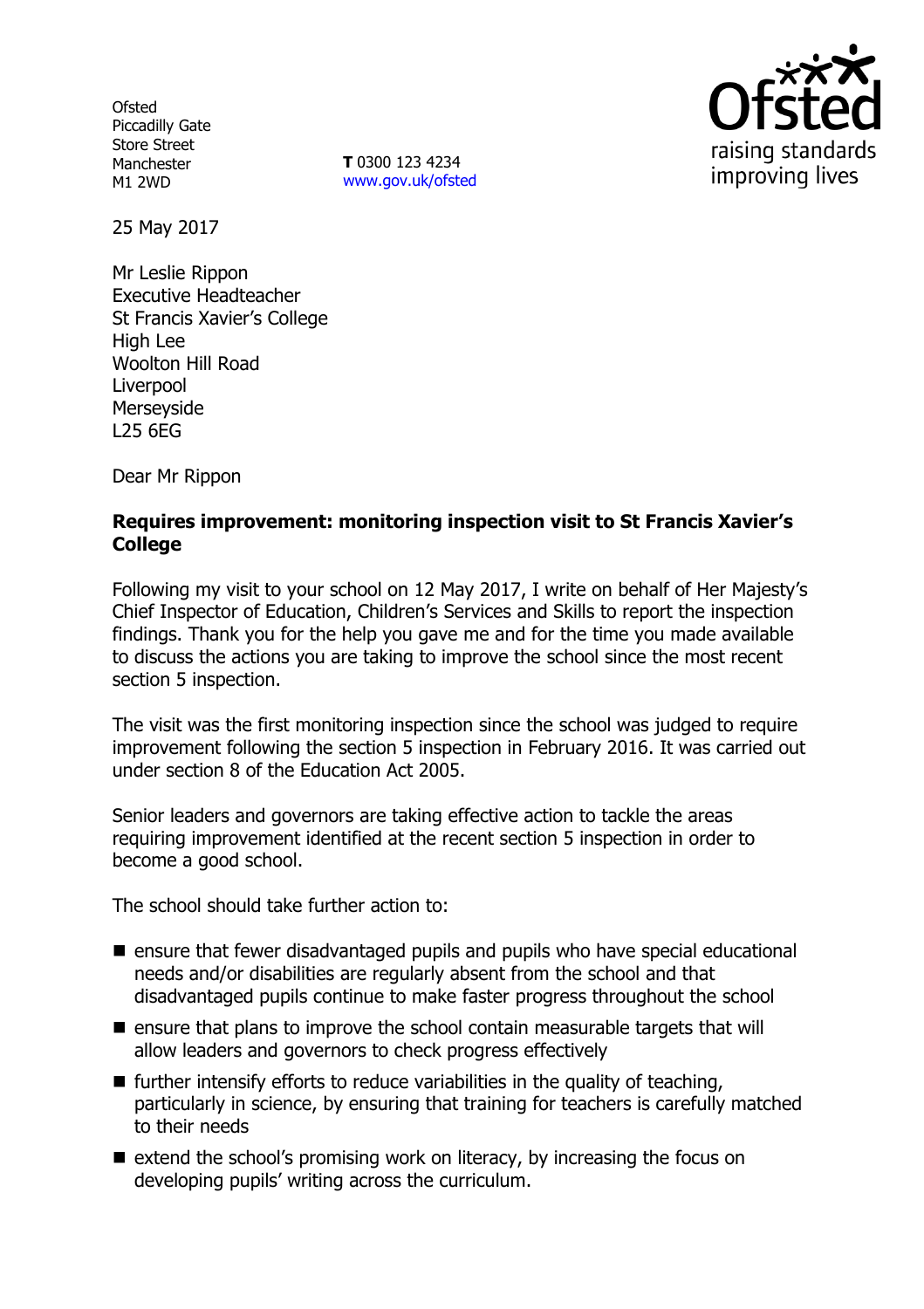Ofsted
Piccadilly Gate
Store Street
Manchester
M1 2WD

**T** 0300 123 4234
www.gov.uk/ofsted

25 May 2017

Mr Leslie Rippon
Executive Headteacher
St Francis Xavier's College
High Lee
Woolton Hill Road
Liverpool
Merseyside
L25 6EG

Dear Mr Rippon

**Requires improvement: monitoring inspection visit to St Francis Xavier's College**

Following my visit to your school on 12 May 2017, I write on behalf of Her Majesty's Chief Inspector of Education, Children's Services and Skills to report the inspection findings. Thank you for the help you gave me and for the time you made available to discuss the actions you are taking to improve the school since the most recent section 5 inspection.

The visit was the first monitoring inspection since the school was judged to require improvement following the section 5 inspection in February 2016. It was carried out under section 8 of the Education Act 2005.

Senior leaders and governors are taking effective action to tackle the areas requiring improvement identified at the recent section 5 inspection in order to become a good school.

The school should take further action to:

- ensure that fewer disadvantaged pupils and pupils who have special educational needs and/or disabilities are regularly absent from the school and that disadvantaged pupils continue to make faster progress throughout the school
- ensure that plans to improve the school contain measurable targets that will allow leaders and governors to check progress effectively
- further intensify efforts to reduce variabilities in the quality of teaching, particularly in science, by ensuring that training for teachers is carefully matched to their needs
- extend the school's promising work on literacy, by increasing the focus on developing pupils' writing across the curriculum.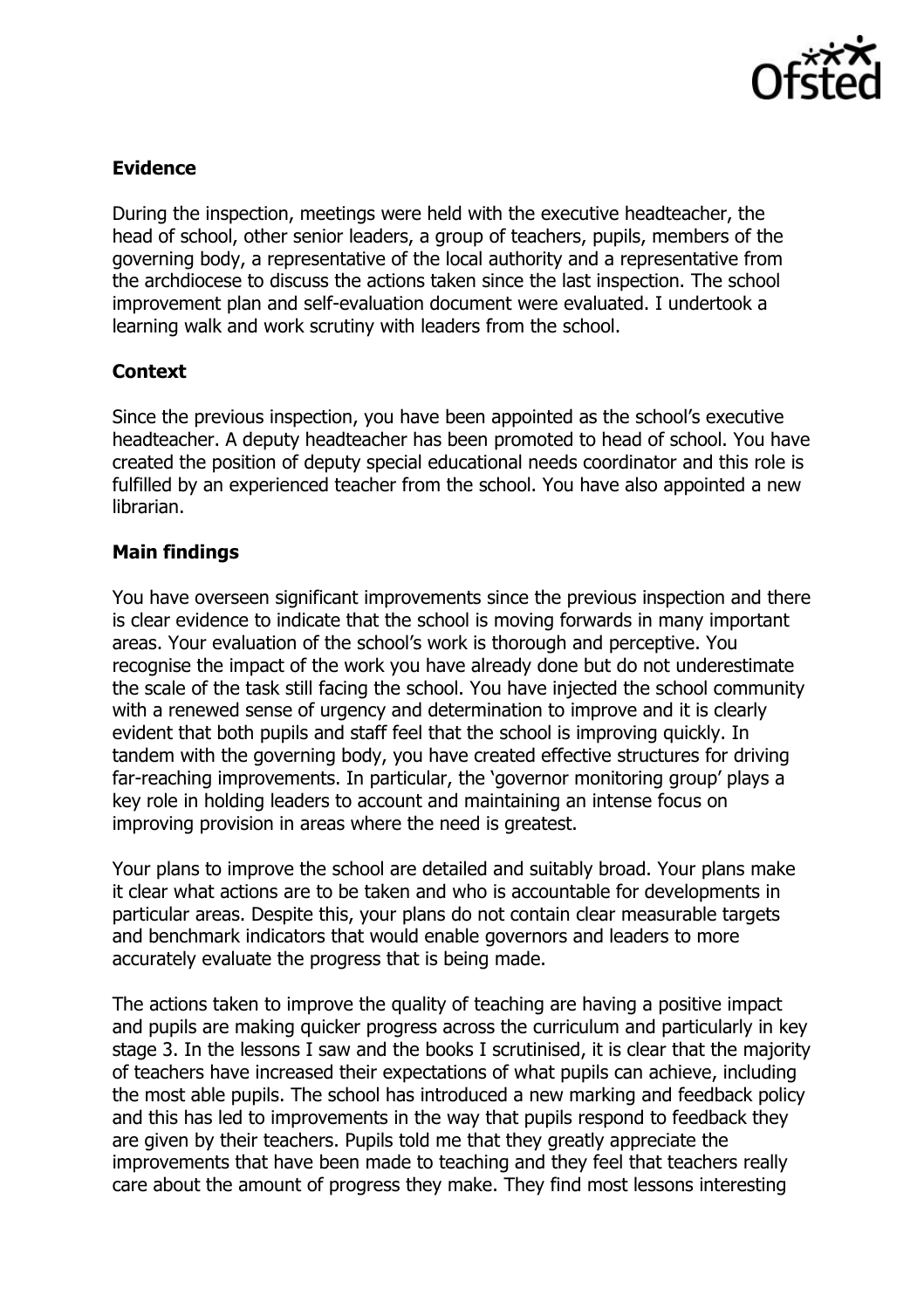## Evidence

During the inspection, meetings were held with the executive headteacher, the head of school, other senior leaders, a group of teachers, pupils, members of the governing body, a representative of the local authority and a representative from the archdiocese to discuss the actions taken since the last inspection. The school improvement plan and self-evaluation document were evaluated. I undertook a learning walk and work scrutiny with leaders from the school.

## Context

Since the previous inspection, you have been appointed as the school's executive headteacher. A deputy headteacher has been promoted to head of school. You have created the position of deputy special educational needs coordinator and this role is fulfilled by an experienced teacher from the school. You have also appointed a new librarian.

## Main findings

You have overseen significant improvements since the previous inspection and there is clear evidence to indicate that the school is moving forwards in many important areas. Your evaluation of the school's work is thorough and perceptive. You recognise the impact of the work you have already done but do not underestimate the scale of the task still facing the school. You have injected the school community with a renewed sense of urgency and determination to improve and it is clearly evident that both pupils and staff feel that the school is improving quickly. In tandem with the governing body, you have created effective structures for driving far-reaching improvements. In particular, the 'governor monitoring group' plays a key role in holding leaders to account and maintaining an intense focus on improving provision in areas where the need is greatest.

Your plans to improve the school are detailed and suitably broad. Your plans make it clear what actions are to be taken and who is accountable for developments in particular areas. Despite this, your plans do not contain clear measurable targets and benchmark indicators that would enable governors and leaders to more accurately evaluate the progress that is being made.

The actions taken to improve the quality of teaching are having a positive impact and pupils are making quicker progress across the curriculum and particularly in key stage 3. In the lessons I saw and the books I scrutinised, it is clear that the majority of teachers have increased their expectations of what pupils can achieve, including the most able pupils. The school has introduced a new marking and feedback policy and this has led to improvements in the way that pupils respond to feedback they are given by their teachers. Pupils told me that they greatly appreciate the improvements that have been made to teaching and they feel that teachers really care about the amount of progress they make. They find most lessons interesting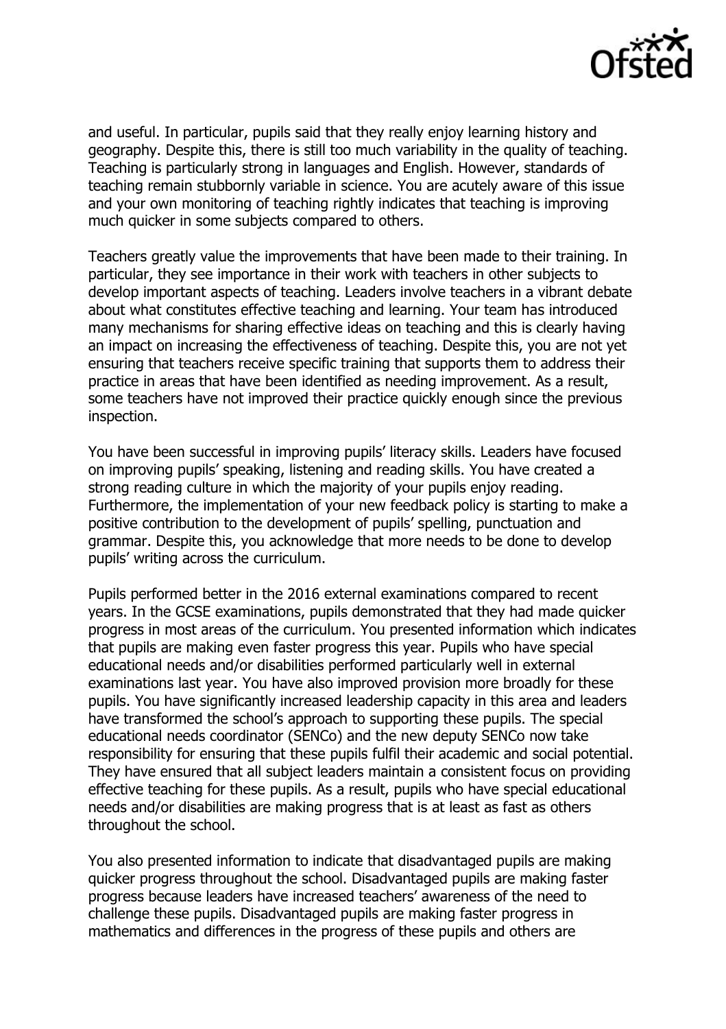and useful. In particular, pupils said that they really enjoy learning history and geography. Despite this, there is still too much variability in the quality of teaching. Teaching is particularly strong in languages and English. However, standards of teaching remain stubbornly variable in science. You are acutely aware of this issue and your own monitoring of teaching rightly indicates that teaching is improving much quicker in some subjects compared to others.

Teachers greatly value the improvements that have been made to their training. In particular, they see importance in their work with teachers in other subjects to develop important aspects of teaching. Leaders involve teachers in a vibrant debate about what constitutes effective teaching and learning. Your team has introduced many mechanisms for sharing effective ideas on teaching and this is clearly having an impact on increasing the effectiveness of teaching. Despite this, you are not yet ensuring that teachers receive specific training that supports them to address their practice in areas that have been identified as needing improvement. As a result, some teachers have not improved their practice quickly enough since the previous inspection.

You have been successful in improving pupils' literacy skills. Leaders have focused on improving pupils' speaking, listening and reading skills. You have created a strong reading culture in which the majority of your pupils enjoy reading. Furthermore, the implementation of your new feedback policy is starting to make a positive contribution to the development of pupils' spelling, punctuation and grammar. Despite this, you acknowledge that more needs to be done to develop pupils' writing across the curriculum.

Pupils performed better in the 2016 external examinations compared to recent years. In the GCSE examinations, pupils demonstrated that they had made quicker progress in most areas of the curriculum. You presented information which indicates that pupils are making even faster progress this year. Pupils who have special educational needs and/or disabilities performed particularly well in external examinations last year. You have also improved provision more broadly for these pupils. You have significantly increased leadership capacity in this area and leaders have transformed the school's approach to supporting these pupils. The special educational needs coordinator (SENCo) and the new deputy SENCo now take responsibility for ensuring that these pupils fulfil their academic and social potential. They have ensured that all subject leaders maintain a consistent focus on providing effective teaching for these pupils. As a result, pupils who have special educational needs and/or disabilities are making progress that is at least as fast as others throughout the school.

You also presented information to indicate that disadvantaged pupils are making quicker progress throughout the school. Disadvantaged pupils are making faster progress because leaders have increased teachers' awareness of the need to challenge these pupils. Disadvantaged pupils are making faster progress in mathematics and differences in the progress of these pupils and others are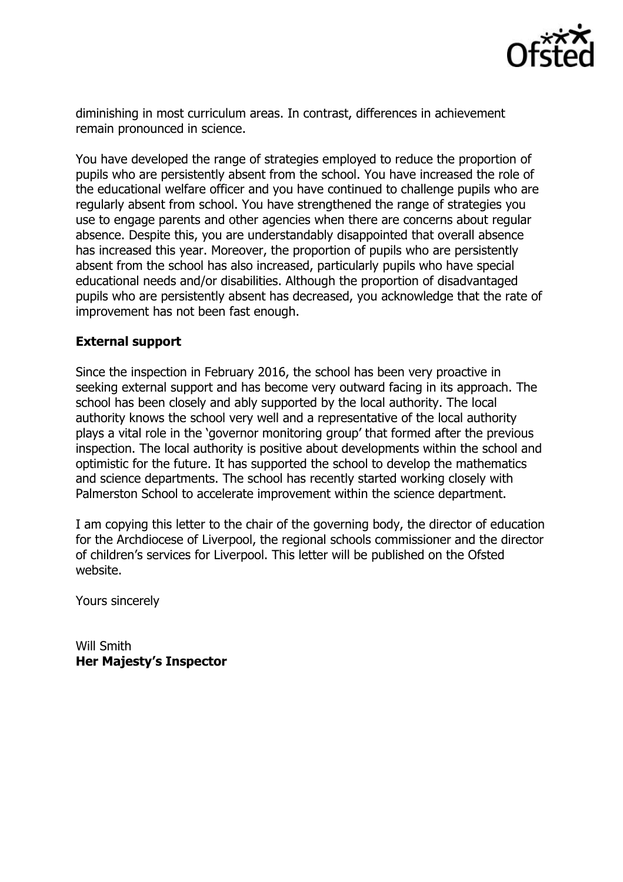diminishing in most curriculum areas. In contrast, differences in achievement remain pronounced in science.

You have developed the range of strategies employed to reduce the proportion of pupils who are persistently absent from the school. You have increased the role of the educational welfare officer and you have continued to challenge pupils who are regularly absent from school. You have strengthened the range of strategies you use to engage parents and other agencies when there are concerns about regular absence. Despite this, you are understandably disappointed that overall absence has increased this year. Moreover, the proportion of pupils who are persistently absent from the school has also increased, particularly pupils who have special educational needs and/or disabilities. Although the proportion of disadvantaged pupils who are persistently absent has decreased, you acknowledge that the rate of improvement has not been fast enough.

**External support**

Since the inspection in February 2016, the school has been very proactive in seeking external support and has become very outward facing in its approach. The school has been closely and ably supported by the local authority. The local authority knows the school very well and a representative of the local authority plays a vital role in the 'governor monitoring group' that formed after the previous inspection. The local authority is positive about developments within the school and optimistic for the future. It has supported the school to develop the mathematics and science departments. The school has recently started working closely with Palmerston School to accelerate improvement within the science department.

I am copying this letter to the chair of the governing body, the director of education for the Archdiocese of Liverpool, the regional schools commissioner and the director of children's services for Liverpool. This letter will be published on the Ofsted website.

Yours sincerely

Will Smith
**Her Majesty's Inspector**